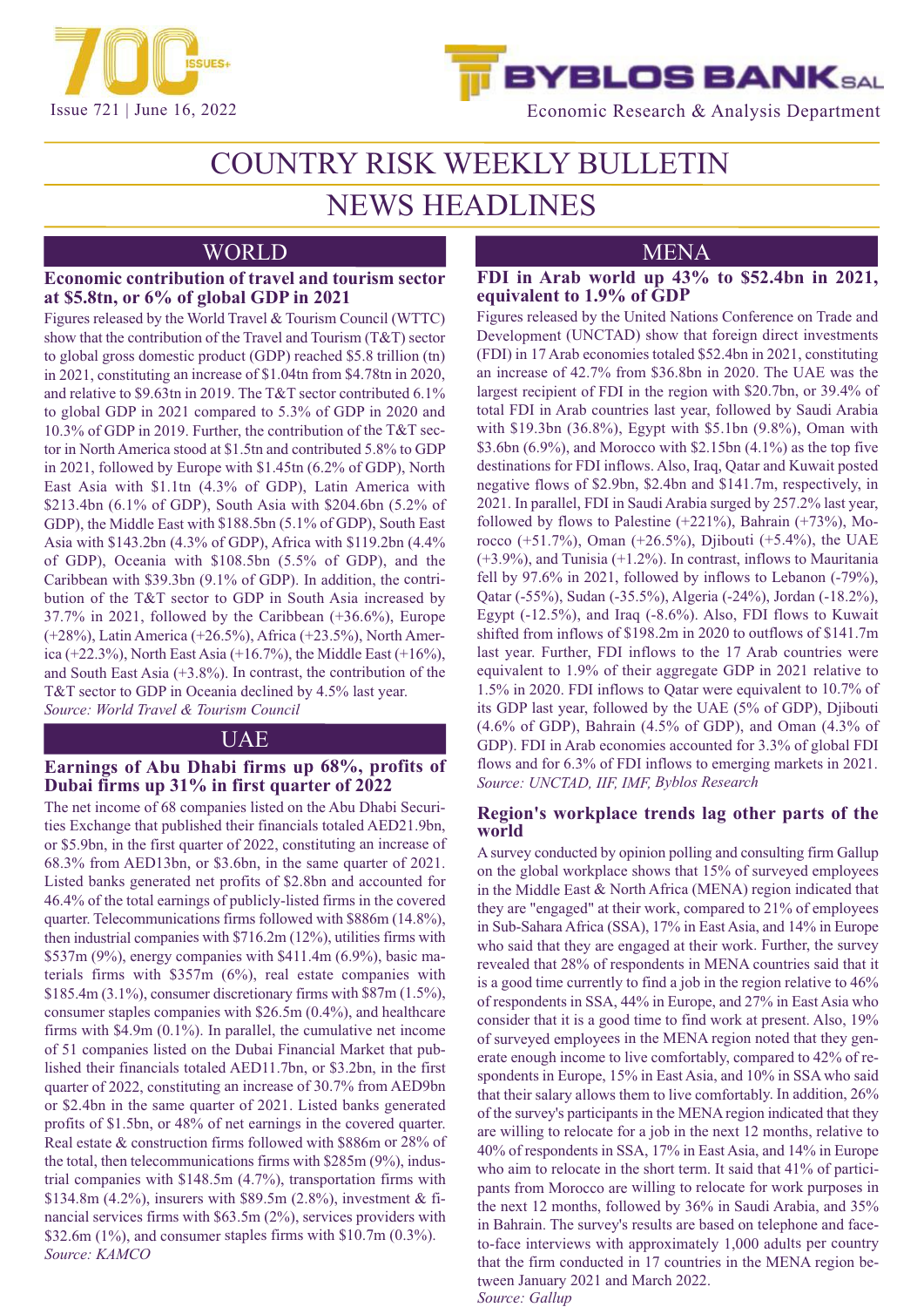Issue 721 | June 16, 2022

Economic Research & Analysis Department

# COUNTRY RISK WEEKLY BULLETIN

# NEWS HEADLINES

## WORLD

### Economic contribution of travel and tourism sector at $5.8tn, or 6% of global GDP in 2021

Figures released by the World Travel & Tourism Council (WTTC) show that the contribution of the Travel and Tourism (T&T) sector to global gross domestic product (GDP) reached $5.8 trillion (tn) in 2021, constituting an increase of $1.04tn from $4.78tn in 2020, and relative to $9.63tn in 2019. The T&T sector contributed 6.1% to global GDP in 2021 compared to 5.3% of GDP in 2020 and 10.3% of GDP in 2019. Further, the contribution of the T&T sector in North America stood at $1.5tn and contributed 5.8% to GDP in 2021, followed by Europe with $1.45tn (6.2% of GDP), North East Asia with $1.1tn (4.3% of GDP), Latin America with $213.4bn (6.1% of GDP), South Asia with $204.6bn (5.2% of GDP), the Middle East with $188.5bn (5.1% of GDP), South East Asia with $143.2bn (4.3% of GDP), Africa with $119.2bn (4.4% of GDP), Oceania with $108.5bn (5.5% of GDP), and the Caribbean with $39.3bn (9.1% of GDP). In addition, the contribution of the T&T sector to GDP in South Asia increased by 37.7% in 2021, followed by the Caribbean (+36.6%), Europe (+28%), Latin America (+26.5%), Africa (+23.5%), North America (+22.3%), North East Asia (+16.7%), the Middle East (+16%), and South East Asia (+3.8%). In contrast, the contribution of the T&T sector to GDP in Oceania declined by 4.5% last year.

*Source: World Travel & Tourism Council*

## UAE

### Earnings of Abu Dhabi firms up 68%, profits of Dubai firms up 31% in first quarter of 2022

The net income of 68 companies listed on the Abu Dhabi Securities Exchange that published their financials totaled AED21.9bn, or $5.9bn, in the first quarter of 2022, constituting an increase of 68.3% from AED13bn, or $3.6bn, in the same quarter of 2021. Listed banks generated net profits of $2.8bn and accounted for 46.4% of the total earnings of publicly-listed firms in the covered quarter. Telecommunications firms followed with $886m (14.8%), then industrial companies with $716.2m (12%), utilities firms with $537m (9%), energy companies with $411.4m (6.9%), basic materials firms with $357m (6%), real estate companies with $185.4m (3.1%), consumer discretionary firms with $87m (1.5%), consumer staples companies with $26.5m (0.4%), and healthcare firms with $4.9m (0.1%). In parallel, the cumulative net income of 51 companies listed on the Dubai Financial Market that published their financials totaled AED11.7bn, or $3.2bn, in the first quarter of 2022, constituting an increase of 30.7% from AED9bn or $2.4bn in the same quarter of 2021. Listed banks generated profits of $1.5bn, or 48% of net earnings in the covered quarter. Real estate & construction firms followed with $886m or 28% of the total, then telecommunications firms with $285m (9%), industrial companies with $148.5m (4.7%), transportation firms with $134.8m (4.2%), insurers with $89.5m (2.8%), investment & financial services firms with $63.5m (2%), services providers with $32.6m (1%), and consumer staples firms with $10.7m (0.3%).

*Source: KAMCO*

## MENA

### FDI in Arab world up 43% to $52.4bn in 2021, equivalent to 1.9% of GDP

Figures released by the United Nations Conference on Trade and Development (UNCTAD) show that foreign direct investments (FDI) in 17 Arab economies totaled $52.4bn in 2021, constituting an increase of 42.7% from $36.8bn in 2020. The UAE was the largest recipient of FDI in the region with $20.7bn, or 39.4% of total FDI in Arab countries last year, followed by Saudi Arabia with $19.3bn (36.8%), Egypt with $5.1bn (9.8%), Oman with $3.6bn (6.9%), and Morocco with $2.15bn (4.1%) as the top five destinations for FDI inflows. Also, Iraq, Qatar and Kuwait posted negative flows of $2.9bn, $2.4bn and $141.7m, respectively, in 2021. In parallel, FDI in Saudi Arabia surged by 257.2% last year, followed by flows to Palestine (+221%), Bahrain (+73%), Morocco (+51.7%), Oman (+26.5%), Djibouti (+5.4%), the UAE (+3.9%), and Tunisia (+1.2%). In contrast, inflows to Mauritania fell by 97.6% in 2021, followed by inflows to Lebanon (-79%), Qatar (-55%), Sudan (-35.5%), Algeria (-24%), Jordan (-18.2%), Egypt (-12.5%), and Iraq (-8.6%). Also, FDI flows to Kuwait shifted from inflows of $198.2m in 2020 to outflows of $141.7m last year. Further, FDI inflows to the 17 Arab countries were equivalent to 1.9% of their aggregate GDP in 2021 relative to 1.5% in 2020. FDI inflows to Qatar were equivalent to 10.7% of its GDP last year, followed by the UAE (5% of GDP), Djibouti (4.6% of GDP), Bahrain (4.5% of GDP), and Oman (4.3% of GDP). FDI in Arab economies accounted for 3.3% of global FDI flows and for 6.3% of FDI inflows to emerging markets in 2021.

*Source: UNCTAD, IIF, IMF, Byblos Research*

### Region's workplace trends lag other parts of the world

A survey conducted by opinion polling and consulting firm Gallup on the global workplace shows that 15% of surveyed employees in the Middle East & North Africa (MENA) region indicated that they are "engaged" at their work, compared to 21% of employees in Sub-Sahara Africa (SSA), 17% in East Asia, and 14% in Europe who said that they are engaged at their work. Further, the survey revealed that 28% of respondents in MENA countries said that it is a good time currently to find a job in the region relative to 46% of respondents in SSA, 44% in Europe, and 27% in East Asia who consider that it is a good time to find work at present. Also, 19% of surveyed employees in the MENA region noted that they generate enough income to live comfortably, compared to 42% of respondents in Europe, 15% in East Asia, and 10% in SSA who said that their salary allows them to live comfortably. In addition, 26% of the survey's participants in the MENA region indicated that they are willing to relocate for a job in the next 12 months, relative to 40% of respondents in SSA, 17% in East Asia, and 14% in Europe who aim to relocate in the short term. It said that 41% of participants from Morocco are willing to relocate for work purposes in the next 12 months, followed by 36% in Saudi Arabia, and 35% in Bahrain. The survey's results are based on telephone and face-to-face interviews with approximately 1,000 adults per country that the firm conducted in 17 countries in the MENA region between January 2021 and March 2022.

*Source: Gallup*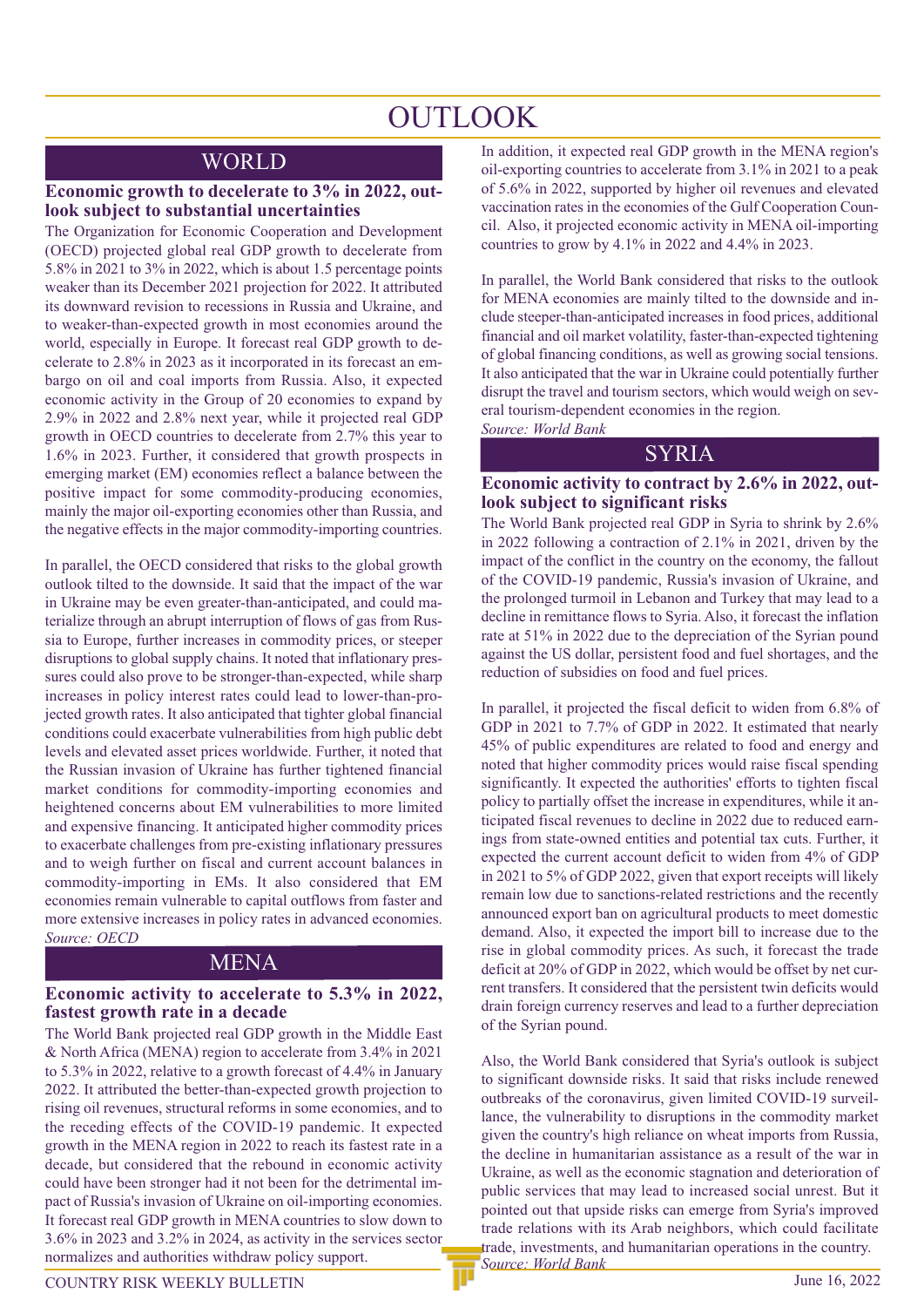# OUTLOOK

## WORLD

### Economic growth to decelerate to 3% in 2022, outlook subject to substantial uncertainties

The Organization for Economic Cooperation and Development (OECD) projected global real GDP growth to decelerate from 5.8% in 2021 to 3% in 2022, which is about 1.5 percentage points weaker than its December 2021 projection for 2022. It attributed its downward revision to recessions in Russia and Ukraine, and to weaker-than-expected growth in most economies around the world, especially in Europe. It forecast real GDP growth to decelerate to 2.8% in 2023 as it incorporated in its forecast an embargo on oil and coal imports from Russia. Also, it expected economic activity in the Group of 20 economies to expand by 2.9% in 2022 and 2.8% next year, while it projected real GDP growth in OECD countries to decelerate from 2.7% this year to 1.6% in 2023. Further, it considered that growth prospects in emerging market (EM) economies reflect a balance between the positive impact for some commodity-producing economies, mainly the major oil-exporting economies other than Russia, and the negative effects in the major commodity-importing countries.

In parallel, the OECD considered that risks to the global growth outlook tilted to the downside. It said that the impact of the war in Ukraine may be even greater-than-anticipated, and could materialize through an abrupt interruption of flows of gas from Russia to Europe, further increases in commodity prices, or steeper disruptions to global supply chains. It noted that inflationary pressures could also prove to be stronger-than-expected, while sharp increases in policy interest rates could lead to lower-than-projected growth rates. It also anticipated that tighter global financial conditions could exacerbate vulnerabilities from high public debt levels and elevated asset prices worldwide. Further, it noted that the Russian invasion of Ukraine has further tightened financial market conditions for commodity-importing economies and heightened concerns about EM vulnerabilities to more limited and expensive financing. It anticipated higher commodity prices to exacerbate challenges from pre-existing inflationary pressures and to weigh further on fiscal and current account balances in commodity-importing in EMs. It also considered that EM economies remain vulnerable to capital outflows from faster and more extensive increases in policy rates in advanced economies.

*Source: OECD*

## MENA

### Economic activity to accelerate to 5.3% in 2022, fastest growth rate in a decade

The World Bank projected real GDP growth in the Middle East & North Africa (MENA) region to accelerate from 3.4% in 2021 to 5.3% in 2022, relative to a growth forecast of 4.4% in January 2022. It attributed the better-than-expected growth projection to rising oil revenues, structural reforms in some economies, and to the receding effects of the COVID-19 pandemic. It expected growth in the MENA region in 2022 to reach its fastest rate in a decade, but considered that the rebound in economic activity could have been stronger had it not been for the detrimental impact of Russia's invasion of Ukraine on oil-importing economies. It forecast real GDP growth in MENA countries to slow down to 3.6% in 2023 and 3.2% in 2024, as activity in the services sector normalizes and authorities withdraw policy support.

In addition, it expected real GDP growth in the MENA region's oil-exporting countries to accelerate from 3.1% in 2021 to a peak of 5.6% in 2022, supported by higher oil revenues and elevated vaccination rates in the economies of the Gulf Cooperation Council. Also, it projected economic activity in MENA oil-importing countries to grow by 4.1% in 2022 and 4.4% in 2023.

In parallel, the World Bank considered that risks to the outlook for MENA economies are mainly tilted to the downside and include steeper-than-anticipated increases in food prices, additional financial and oil market volatility, faster-than-expected tightening of global financing conditions, as well as growing social tensions. It also anticipated that the war in Ukraine could potentially further disrupt the travel and tourism sectors, which would weigh on several tourism-dependent economies in the region.

*Source: World Bank*

## SYRIA

### Economic activity to contract by 2.6% in 2022, outlook subject to significant risks

The World Bank projected real GDP in Syria to shrink by 2.6% in 2022 following a contraction of 2.1% in 2021, driven by the impact of the conflict in the country on the economy, the fallout of the COVID-19 pandemic, Russia's invasion of Ukraine, and the prolonged turmoil in Lebanon and Turkey that may lead to a decline in remittance flows to Syria. Also, it forecast the inflation rate at 51% in 2022 due to the depreciation of the Syrian pound against the US dollar, persistent food and fuel shortages, and the reduction of subsidies on food and fuel prices.

In parallel, it projected the fiscal deficit to widen from 6.8% of GDP in 2021 to 7.7% of GDP in 2022. It estimated that nearly 45% of public expenditures are related to food and energy and noted that higher commodity prices would raise fiscal spending significantly. It expected the authorities' efforts to tighten fiscal policy to partially offset the increase in expenditures, while it anticipated fiscal revenues to decline in 2022 due to reduced earnings from state-owned entities and potential tax cuts. Further, it expected the current account deficit to widen from 4% of GDP in 2021 to 5% of GDP 2022, given that export receipts will likely remain low due to sanctions-related restrictions and the recently announced export ban on agricultural products to meet domestic demand. Also, it expected the import bill to increase due to the rise in global commodity prices. As such, it forecast the trade deficit at 20% of GDP in 2022, which would be offset by net current transfers. It considered that the persistent twin deficits would drain foreign currency reserves and lead to a further depreciation of the Syrian pound.

Also, the World Bank considered that Syria's outlook is subject to significant downside risks. It said that risks include renewed outbreaks of the coronavirus, given limited COVID-19 surveillance, the vulnerability to disruptions in the commodity market given the country's high reliance on wheat imports from Russia, the decline in humanitarian assistance as a result of the war in Ukraine, as well as the economic stagnation and deterioration of public services that may lead to increased social unrest. But it pointed out that upside risks can emerge from Syria's improved trade relations with its Arab neighbors, which could facilitate trade, investments, and humanitarian operations in the country.

*Source: World Bank*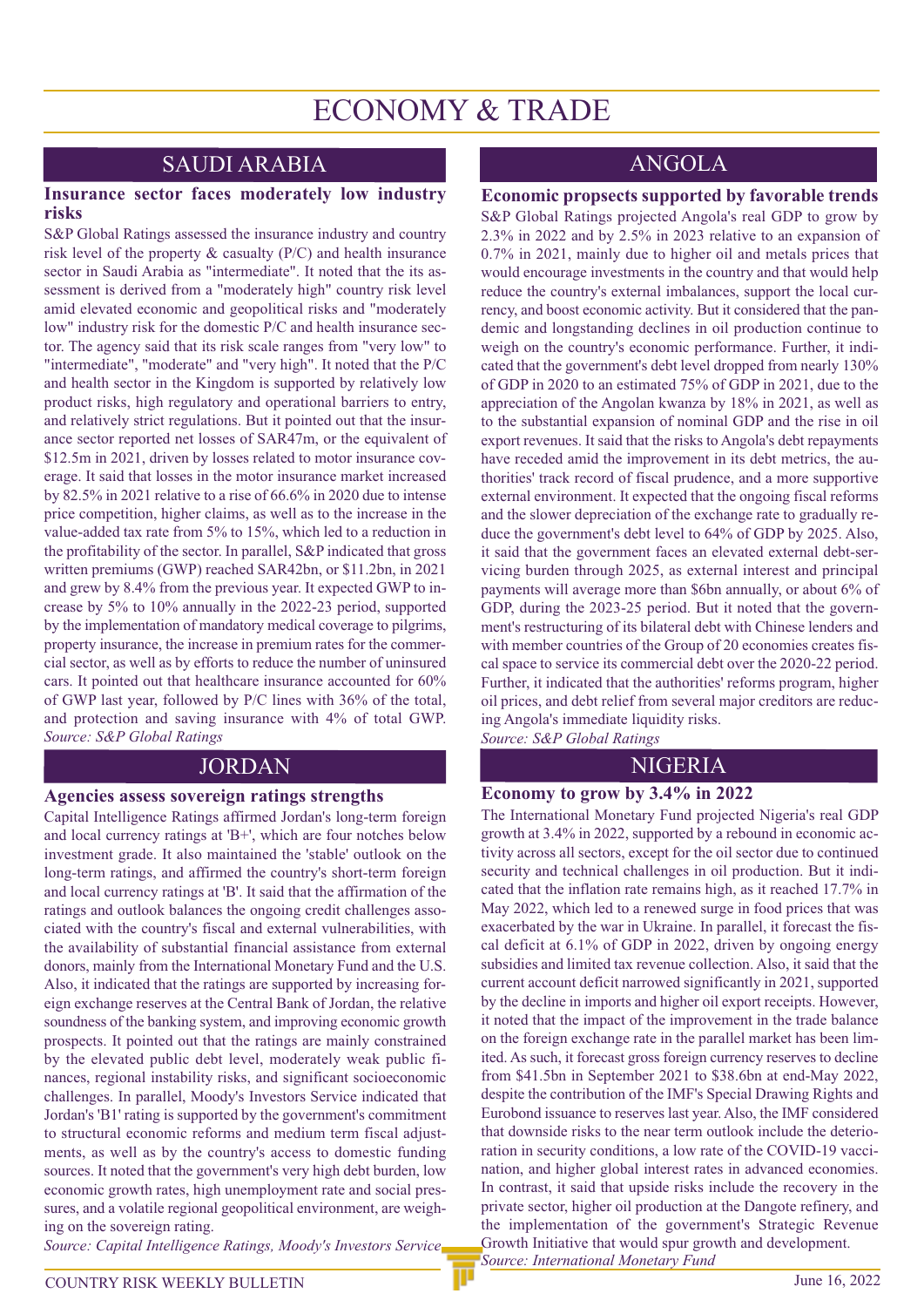# ECONOMY & TRADE

## SAUDI ARABIA

### Insurance sector faces moderately low industry risks

S&P Global Ratings assessed the insurance industry and country risk level of the property & casualty (P/C) and health insurance sector in Saudi Arabia as "intermediate". It noted that the its assessment is derived from a "moderately high" country risk level amid elevated economic and geopolitical risks and "moderately low" industry risk for the domestic P/C and health insurance sector. The agency said that its risk scale ranges from "very low" to "intermediate", "moderate" and "very high". It noted that the P/C and health sector in the Kingdom is supported by relatively low product risks, high regulatory and operational barriers to entry, and relatively strict regulations. But it pointed out that the insurance sector reported net losses of SAR47m, or the equivalent of $12.5m in 2021, driven by losses related to motor insurance coverage. It said that losses in the motor insurance market increased by 82.5% in 2021 relative to a rise of 66.6% in 2020 due to intense price competition, higher claims, as well as to the increase in the value-added tax rate from 5% to 15%, which led to a reduction in the profitability of the sector. In parallel, S&P indicated that gross written premiums (GWP) reached SAR42bn, or $11.2bn, in 2021 and grew by 8.4% from the previous year. It expected GWP to increase by 5% to 10% annually in the 2022-23 period, supported by the implementation of mandatory medical coverage to pilgrims, property insurance, the increase in premium rates for the commercial sector, as well as by efforts to reduce the number of uninsured cars. It pointed out that healthcare insurance accounted for 60% of GWP last year, followed by P/C lines with 36% of the total, and protection and saving insurance with 4% of total GWP.

*Source: S&P Global Ratings*

## JORDAN

### Agencies assess sovereign ratings strengths

Capital Intelligence Ratings affirmed Jordan's long-term foreign and local currency ratings at 'B+', which are four notches below investment grade. It also maintained the 'stable' outlook on the long-term ratings, and affirmed the country's short-term foreign and local currency ratings at 'B'. It said that the affirmation of the ratings and outlook balances the ongoing credit challenges associated with the country's fiscal and external vulnerabilities, with the availability of substantial financial assistance from external donors, mainly from the International Monetary Fund and the U.S. Also, it indicated that the ratings are supported by increasing foreign exchange reserves at the Central Bank of Jordan, the relative soundness of the banking system, and improving economic growth prospects. It pointed out that the ratings are mainly constrained by the elevated public debt level, moderately weak public finances, regional instability risks, and significant socioeconomic challenges. In parallel, Moody's Investors Service indicated that Jordan's 'B1' rating is supported by the government's commitment to structural economic reforms and medium term fiscal adjustments, as well as by the country's access to domestic funding sources. It noted that the government's very high debt burden, low economic growth rates, high unemployment rate and social pressures, and a volatile regional geopolitical environment, are weighing on the sovereign rating.

*Source: Capital Intelligence Ratings, Moody's Investors Service*

## ANGOLA

### Economic propspects supported by favorable trends

S&P Global Ratings projected Angola's real GDP to grow by 2.3% in 2022 and by 2.5% in 2023 relative to an expansion of 0.7% in 2021, mainly due to higher oil and metals prices that would encourage investments in the country and that would help reduce the country's external imbalances, support the local currency, and boost economic activity. But it considered that the pandemic and longstanding declines in oil production continue to weigh on the country's economic performance. Further, it indicated that the government's debt level dropped from nearly 130% of GDP in 2020 to an estimated 75% of GDP in 2021, due to the appreciation of the Angolan kwanza by 18% in 2021, as well as to the substantial expansion of nominal GDP and the rise in oil export revenues. It said that the risks to Angola's debt repayments have receded amid the improvement in its debt metrics, the authorities' track record of fiscal prudence, and a more supportive external environment. It expected that the ongoing fiscal reforms and the slower depreciation of the exchange rate to gradually reduce the government's debt level to 64% of GDP by 2025. Also, it said that the government faces an elevated external debt-servicing burden through 2025, as external interest and principal payments will average more than $6bn annually, or about 6% of GDP, during the 2023-25 period. But it noted that the government's restructuring of its bilateral debt with Chinese lenders and with member countries of the Group of 20 economies creates fiscal space to service its commercial debt over the 2020-22 period. Further, it indicated that the authorities' reforms program, higher oil prices, and debt relief from several major creditors are reducing Angola's immediate liquidity risks.

*Source: S&P Global Ratings*

## NIGERIA

### Economy to grow by 3.4% in 2022

The International Monetary Fund projected Nigeria's real GDP growth at 3.4% in 2022, supported by a rebound in economic activity across all sectors, except for the oil sector due to continued security and technical challenges in oil production. But it indicated that the inflation rate remains high, as it reached 17.7% in May 2022, which led to a renewed surge in food prices that was exacerbated by the war in Ukraine. In parallel, it forecast the fiscal deficit at 6.1% of GDP in 2022, driven by ongoing energy subsidies and limited tax revenue collection. Also, it said that the current account deficit narrowed significantly in 2021, supported by the decline in imports and higher oil export receipts. However, it noted that the impact of the improvement in the trade balance on the foreign exchange rate in the parallel market has been limited. As such, it forecast gross foreign currency reserves to decline from $41.5bn in September 2021 to $38.6bn at end-May 2022, despite the contribution of the IMF's Special Drawing Rights and Eurobond issuance to reserves last year. Also, the IMF considered that downside risks to the near term outlook include the deterioration in security conditions, a low rate of the COVID-19 vaccination, and higher global interest rates in advanced economies. In contrast, it said that upside risks include the recovery in the private sector, higher oil production at the Dangote refinery, and the implementation of the government's Strategic Revenue Growth Initiative that would spur growth and development.

*Source: International Monetary Fund*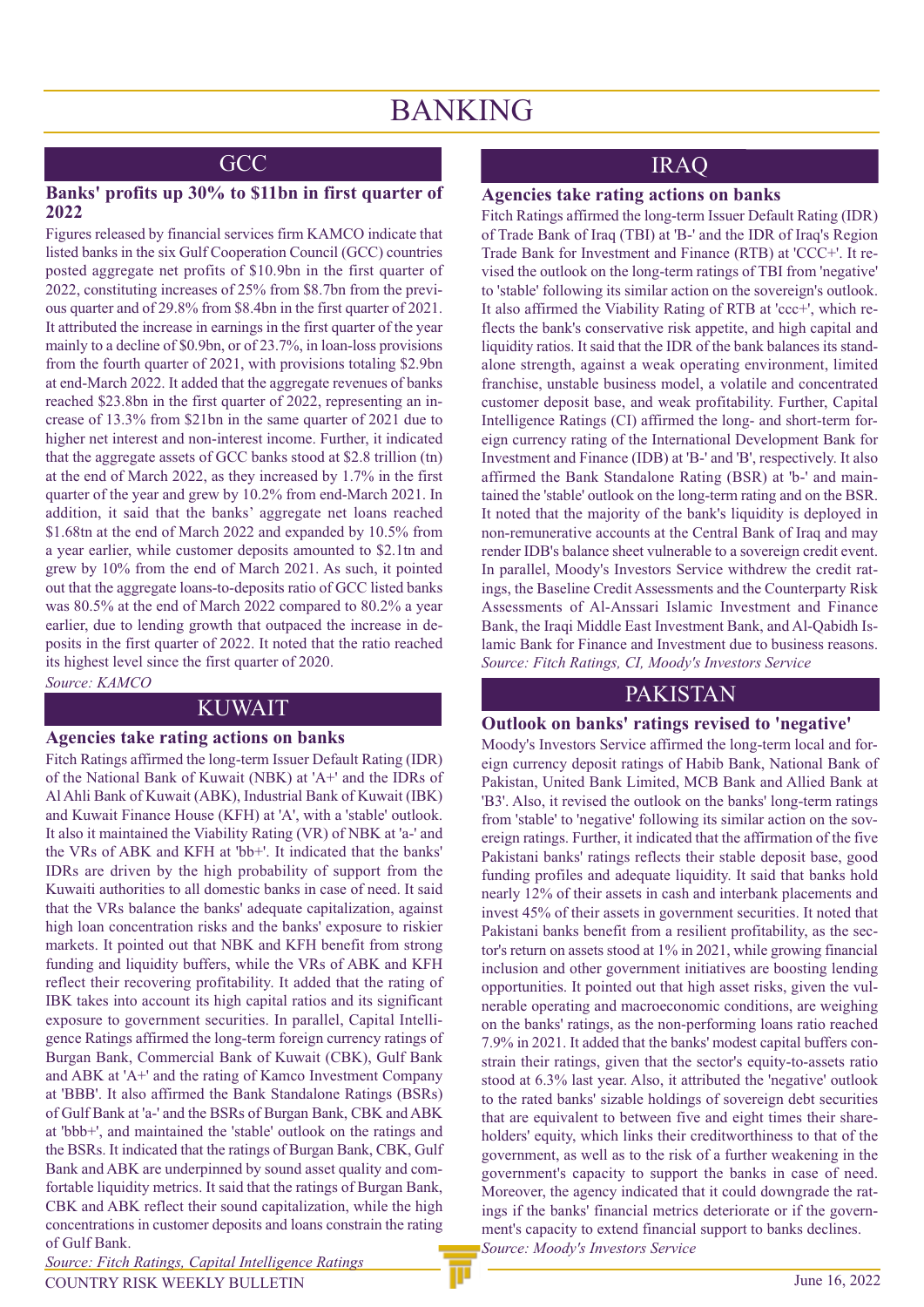# BANKING

## GCC

### Banks' profits up 30% to $11bn in first quarter of 2022

Figures released by financial services firm KAMCO indicate that listed banks in the six Gulf Cooperation Council (GCC) countries posted aggregate net profits of $10.9bn in the first quarter of 2022, constituting increases of 25% from $8.7bn from the previous quarter and of 29.8% from $8.4bn in the first quarter of 2021. It attributed the increase in earnings in the first quarter of the year mainly to a decline of $0.9bn, or of 23.7%, in loan-loss provisions from the fourth quarter of 2021, with provisions totaling $2.9bn at end-March 2022. It added that the aggregate revenues of banks reached $23.8bn in the first quarter of 2022, representing an increase of 13.3% from $21bn in the same quarter of 2021 due to higher net interest and non-interest income. Further, it indicated that the aggregate assets of GCC banks stood at $2.8 trillion (tn) at the end of March 2022, as they increased by 1.7% in the first quarter of the year and grew by 10.2% from end-March 2021. In addition, it said that the banks' aggregate net loans reached $1.68tn at the end of March 2022 and expanded by 10.5% from a year earlier, while customer deposits amounted to $2.1tn and grew by 10% from the end of March 2021. As such, it pointed out that the aggregate loans-to-deposits ratio of GCC listed banks was 80.5% at the end of March 2022 compared to 80.2% a year earlier, due to lending growth that outpaced the increase in deposits in the first quarter of 2022. It noted that the ratio reached its highest level since the first quarter of 2020.

*Source: KAMCO*

## KUWAIT

### Agencies take rating actions on banks

Fitch Ratings affirmed the long-term Issuer Default Rating (IDR) of the National Bank of Kuwait (NBK) at 'A+' and the IDRs of Al Ahli Bank of Kuwait (ABK), Industrial Bank of Kuwait (IBK) and Kuwait Finance House (KFH) at 'A', with a 'stable' outlook. It also maintained the Viability Rating (VR) of NBK at 'a-' and the VRs of ABK and KFH at 'bb+'. It indicated that the banks' IDRs are driven by the high probability of support from the Kuwaiti authorities to all domestic banks in case of need. It said that the VRs balance the banks' adequate capitalization, against high loan concentration risks and the banks' exposure to riskier markets. It pointed out that NBK and KFH benefit from strong funding and liquidity buffers, while the VRs of ABK and KFH reflect their recovering profitability. It added that the rating of IBK takes into account its high capital ratios and its significant exposure to government securities. In parallel, Capital Intelligence Ratings affirmed the long-term foreign currency ratings of Burgan Bank, Commercial Bank of Kuwait (CBK), Gulf Bank and ABK at 'A+' and the rating of Kamco Investment Company at 'BBB'. It also affirmed the Bank Standalone Ratings (BSRs) of Gulf Bank at 'a-' and the BSRs of Burgan Bank, CBK and ABK at 'bbb+', and maintained the 'stable' outlook on the ratings and the BSRs. It indicated that the ratings of Burgan Bank, CBK, Gulf Bank and ABK are underpinned by sound asset quality and comfortable liquidity metrics. It said that the ratings of Burgan Bank, CBK and ABK reflect their sound capitalization, while the high concentrations in customer deposits and loans constrain the rating of Gulf Bank.

*Source: Fitch Ratings, Capital Intelligence Ratings*

## IRAQ

### Agencies take rating actions on banks

Fitch Ratings affirmed the long-term Issuer Default Rating (IDR) of Trade Bank of Iraq (TBI) at 'B-' and the IDR of Iraq's Region Trade Bank for Investment and Finance (RTB) at 'CCC+'. It revised the outlook on the long-term ratings of TBI from 'negative' to 'stable' following its similar action on the sovereign's outlook. It also affirmed the Viability Rating of RTB at 'ccc+', which reflects the bank's conservative risk appetite, and high capital and liquidity ratios. It said that the IDR of the bank balances its standalone strength, against a weak operating environment, limited franchise, unstable business model, a volatile and concentrated customer deposit base, and weak profitability. Further, Capital Intelligence Ratings (CI) affirmed the long- and short-term foreign currency rating of the International Development Bank for Investment and Finance (IDB) at 'B-' and 'B', respectively. It also affirmed the Bank Standalone Rating (BSR) at 'b-' and maintained the 'stable' outlook on the long-term rating and on the BSR. It noted that the majority of the bank's liquidity is deployed in non-remunerative accounts at the Central Bank of Iraq and may render IDB's balance sheet vulnerable to a sovereign credit event. In parallel, Moody's Investors Service withdrew the credit ratings, the Baseline Credit Assessments and the Counterparty Risk Assessments of Al-Anssari Islamic Investment and Finance Bank, the Iraqi Middle East Investment Bank, and Al-Qabidh Islamic Bank for Finance and Investment due to business reasons.

*Source: Fitch Ratings, CI, Moody's Investors Service*

## PAKISTAN

### Outlook on banks' ratings revised to 'negative'

Moody's Investors Service affirmed the long-term local and foreign currency deposit ratings of Habib Bank, National Bank of Pakistan, United Bank Limited, MCB Bank and Allied Bank at 'B3'. Also, it revised the outlook on the banks' long-term ratings from 'stable' to 'negative' following its similar action on the sovereign ratings. Further, it indicated that the affirmation of the five Pakistani banks' ratings reflects their stable deposit base, good funding profiles and adequate liquidity. It said that banks hold nearly 12% of their assets in cash and interbank placements and invest 45% of their assets in government securities. It noted that Pakistani banks benefit from a resilient profitability, as the sector's return on assets stood at 1% in 2021, while growing financial inclusion and other government initiatives are boosting lending opportunities. It pointed out that high asset risks, given the vulnerable operating and macroeconomic conditions, are weighing on the banks' ratings, as the non-performing loans ratio reached 7.9% in 2021. It added that the banks' modest capital buffers constrain their ratings, given that the sector's equity-to-assets ratio stood at 6.3% last year. Also, it attributed the 'negative' outlook to the rated banks' sizable holdings of sovereign debt securities that are equivalent to between five and eight times their shareholders' equity, which links their creditworthiness to that of the government, as well as to the risk of a further weakening in the government's capacity to support the banks in case of need. Moreover, the agency indicated that it could downgrade the ratings if the banks' financial metrics deteriorate or if the government's capacity to extend financial support to banks declines.

*Source: Moody's Investors Service*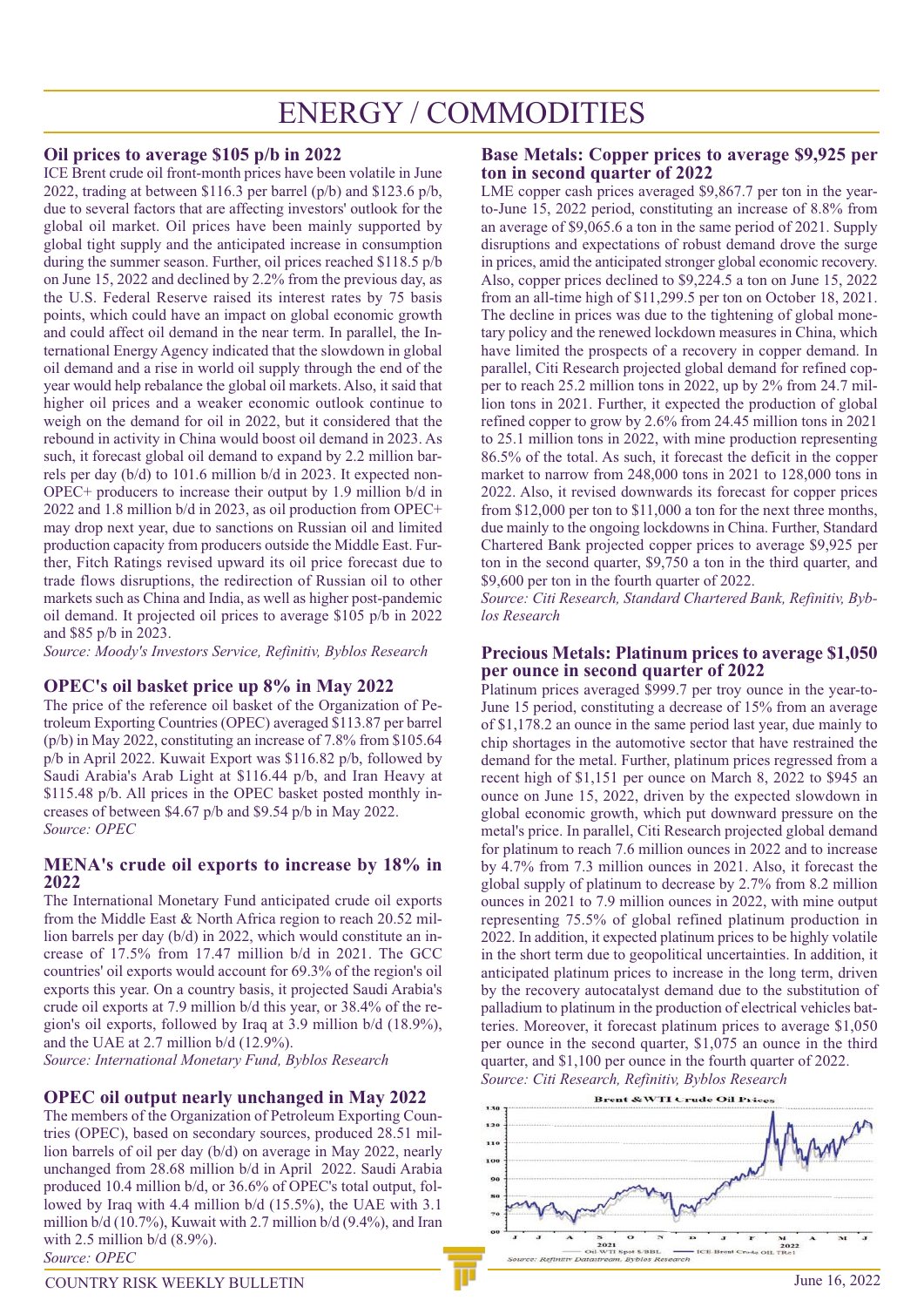# ENERGY / COMMODITIES

## Oil prices to average $105 p/b in 2022

ICE Brent crude oil front-month prices have been volatile in June 2022, trading at between $116.3 per barrel (p/b) and $123.6 p/b, due to several factors that are affecting investors' outlook for the global oil market. Oil prices have been mainly supported by global tight supply and the anticipated increase in consumption during the summer season. Further, oil prices reached $118.5 p/b on June 15, 2022 and declined by 2.2% from the previous day, as the U.S. Federal Reserve raised its interest rates by 75 basis points, which could have an impact on global economic growth and could affect oil demand in the near term. In parallel, the International Energy Agency indicated that the slowdown in global oil demand and a rise in world oil supply through the end of the year would help rebalance the global oil markets. Also, it said that higher oil prices and a weaker economic outlook continue to weigh on the demand for oil in 2022, but it considered that the rebound in activity in China would boost oil demand in 2023. As such, it forecast global oil demand to expand by 2.2 million barrels per day (b/d) to 101.6 million b/d in 2023. It expected non-OPEC+ producers to increase their output by 1.9 million b/d in 2022 and 1.8 million b/d in 2023, as oil production from OPEC+ may drop next year, due to sanctions on Russian oil and limited production capacity from producers outside the Middle East. Further, Fitch Ratings revised upward its oil price forecast due to trade flows disruptions, the redirection of Russian oil to other markets such as China and India, as well as higher post-pandemic oil demand. It projected oil prices to average $105 p/b in 2022 and $85 p/b in 2023.

*Source: Moody's Investors Service, Refinitiv, Byblos Research*

## OPEC's oil basket price up 8% in May 2022

The price of the reference oil basket of the Organization of Petroleum Exporting Countries (OPEC) averaged $113.87 per barrel (p/b) in May 2022, constituting an increase of 7.8% from $105.64 p/b in April 2022. Kuwait Export was $116.82 p/b, followed by Saudi Arabia's Arab Light at $116.44 p/b, and Iran Heavy at $115.48 p/b. All prices in the OPEC basket posted monthly increases of between $4.67 p/b and $9.54 p/b in May 2022.

*Source: OPEC*

## MENA's crude oil exports to increase by 18% in 2022

The International Monetary Fund anticipated crude oil exports from the Middle East & North Africa region to reach 20.52 million barrels per day (b/d) in 2022, which would constitute an increase of 17.5% from 17.47 million b/d in 2021. The GCC countries' oil exports would account for 69.3% of the region's oil exports this year. On a country basis, it projected Saudi Arabia's crude oil exports at 7.9 million b/d this year, or 38.4% of the region's oil exports, followed by Iraq at 3.9 million b/d (18.9%), and the UAE at 2.7 million b/d (12.9%).

*Source: International Monetary Fund, Byblos Research*

## OPEC oil output nearly unchanged in May 2022

The members of the Organization of Petroleum Exporting Countries (OPEC), based on secondary sources, produced 28.51 million barrels of oil per day (b/d) on average in May 2022, nearly unchanged from 28.68 million b/d in April 2022. Saudi Arabia produced 10.4 million b/d, or 36.6% of OPEC's total output, followed by Iraq with 4.4 million b/d (15.5%), the UAE with 3.1 million b/d (10.7%), Kuwait with 2.7 million b/d (9.4%), and Iran with 2.5 million b/d (8.9%).

*Source: OPEC*

## Base Metals: Copper prices to average $9,925 per ton in second quarter of 2022

LME copper cash prices averaged $9,867.7 per ton in the year-to-June 15, 2022 period, constituting an increase of 8.8% from an average of $9,065.6 a ton in the same period of 2021. Supply disruptions and expectations of robust demand drove the surge in prices, amid the anticipated stronger global economic recovery. Also, copper prices declined to $9,224.5 a ton on June 15, 2022 from an all-time high of $11,299.5 per ton on October 18, 2021. The decline in prices was due to the tightening of global monetary policy and the renewed lockdown measures in China, which have limited the prospects of a recovery in copper demand. In parallel, Citi Research projected global demand for refined copper to reach 25.2 million tons in 2022, up by 2% from 24.7 million tons in 2021. Further, it expected the production of global refined copper to grow by 2.6% from 24.45 million tons in 2021 to 25.1 million tons in 2022, with mine production representing 86.5% of the total. As such, it forecast the deficit in the copper market to narrow from 248,000 tons in 2021 to 128,000 tons in 2022. Also, it revised downwards its forecast for copper prices from $12,000 per ton to $11,000 a ton for the next three months, due mainly to the ongoing lockdowns in China. Further, Standard Chartered Bank projected copper prices to average $9,925 per ton in the second quarter, $9,750 a ton in the third quarter, and $9,600 per ton in the fourth quarter of 2022.

*Source: Citi Research, Standard Chartered Bank, Refinitiv, Byblos Research*

## Precious Metals: Platinum prices to average $1,050 per ounce in second quarter of 2022

Platinum prices averaged $999.7 per troy ounce in the year-to-June 15 period, constituting a decrease of 15% from an average of $1,178.2 an ounce in the same period last year, due mainly to chip shortages in the automotive sector that have restrained the demand for the metal. Further, platinum prices regressed from a recent high of $1,151 per ounce on March 8, 2022 to $945 an ounce on June 15, 2022, driven by the expected slowdown in global economic growth, which put downward pressure on the metal's price. In parallel, Citi Research projected global demand for platinum to reach 7.6 million ounces in 2022 and to increase by 4.7% from 7.3 million ounces in 2021. Also, it forecast the global supply of platinum to decrease by 2.7% from 8.2 million ounces in 2021 to 7.9 million ounces in 2022, with mine output representing 75.5% of global refined platinum production in 2022. In addition, it expected platinum prices to be highly volatile in the short term due to geopolitical uncertainties. In addition, it anticipated platinum prices to increase in the long term, driven by the recovery autocatalyst demand due to the substitution of palladium to platinum in the production of electrical vehicles batteries. Moreover, it forecast platinum prices to average $1,050 per ounce in the second quarter, $1,075 an ounce in the third quarter, and $1,100 per ounce in the fourth quarter of 2022.

*Source: Citi Research, Refinitiv, Byblos Research*

**Brent & WTI Crude Oil Prices**

Oil WTI Spot $/BBL — ICE Brent Crude OIL TRc1

*Source: Refinitiv Datastream, Byblos Research*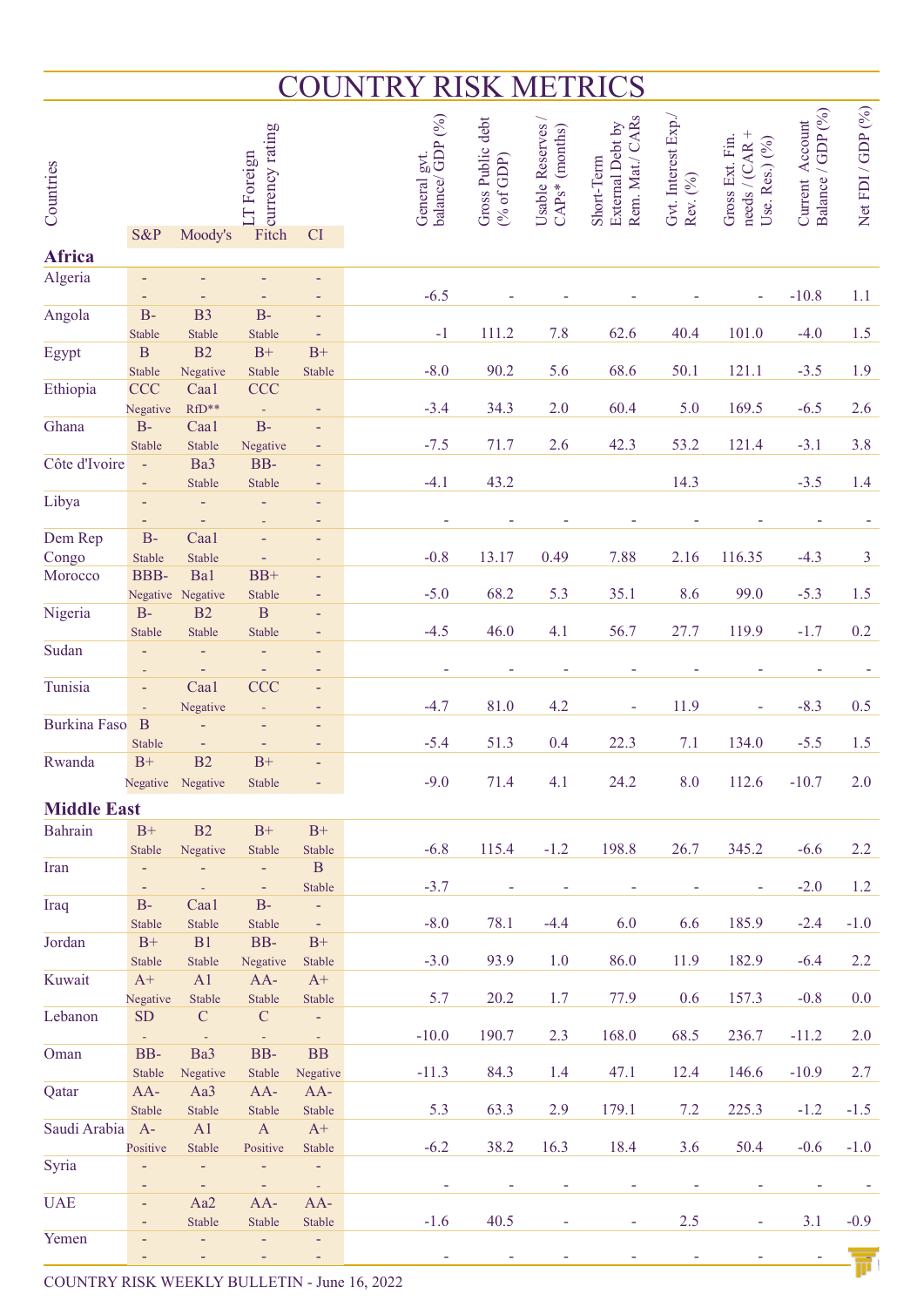# COUNTRY RISK METRICS

| Countries | S&P | Moody's | Fitch | CI | General gvt. balance/ GDP (%) | Gross Public debt (% of GDP) | Usable Reserves / CAPs* (months) | Short-Term External Debt by Rem. Mat./ CARs | Gvt. Interest Exp./ Rev. (%) | Gross Ext. Fin. needs / (CAR + Use. Res.) (%) | Current Account Balance / GDP (%) | Net FDI / GDP (%) |
|---|---|---|---|---|---|---|---|---|---|---|---|---|
| | LT Foreign currency rating | | | | | | | | | | | |
| **Africa** | | | | | | | | | | | | |
| Algeria | - | - | - | - | | | | | | | | |
| | - | - | - | - | -6.5 | - | - | - | - | - | -10.8 | 1.1 |
| Angola | B- | B3 | B- | - | | | | | | | | |
| | Stable | Stable | Stable | - | -1 | 111.2 | 7.8 | 62.6 | 40.4 | 101.0 | -4.0 | 1.5 |
| Egypt | B | B2 | B+ | B+ | | | | | | | | |
| | Stable | Negative | Stable | Stable | -8.0 | 90.2 | 5.6 | 68.6 | 50.1 | 121.1 | -3.5 | 1.9 |
| Ethiopia | CCC | Caa1 | CCC | | | | | | | | | |
| | Negative | RfD** | - | - | -3.4 | 34.3 | 2.0 | 60.4 | 5.0 | 169.5 | -6.5 | 2.6 |
| Ghana | B- | Caa1 | B- | - | | | | | | | | |
| | Stable | Stable | Negative | - | -7.5 | 71.7 | 2.6 | 42.3 | 53.2 | 121.4 | -3.1 | 3.8 |
| Côte d'Ivoire | - | Ba3 | BB- | - | | | | | | | | |
| | - | Stable | Stable | - | -4.1 | 43.2 | | | 14.3 | | -3.5 | 1.4 |
| Libya | - | - | - | - | | | | | | | | |
| | - | - | - | - | - | - | - | - | - | - | - | - |
| Dem Rep Congo | B- | Caa1 | - | - | | | | | | | | |
| | Stable | Stable | - | - | -0.8 | 13.17 | 0.49 | 7.88 | 2.16 | 116.35 | -4.3 | 3 |
| Morocco | BBB- | Ba1 | BB+ | - | | | | | | | | |
| | Negative | Negative | Stable | - | -5.0 | 68.2 | 5.3 | 35.1 | 8.6 | 99.0 | -5.3 | 1.5 |
| Nigeria | B- | B2 | B | - | | | | | | | | |
| | Stable | Stable | Stable | - | -4.5 | 46.0 | 4.1 | 56.7 | 27.7 | 119.9 | -1.7 | 0.2 |
| Sudan | - | - | - | - | | | | | | | | |
| | - | - | - | - | - | - | - | - | - | - | - | - |
| Tunisia | - | Caa1 | CCC | - | | | | | | | | |
| | - | Negative | - | - | -4.7 | 81.0 | 4.2 | - | 11.9 | - | -8.3 | 0.5 |
| Burkina Faso | B | - | - | - | | | | | | | | |
| | Stable | - | - | - | -5.4 | 51.3 | 0.4 | 22.3 | 7.1 | 134.0 | -5.5 | 1.5 |
| Rwanda | B+ | B2 | B+ | - | | | | | | | | |
| | Negative | Negative | Stable | - | -9.0 | 71.4 | 4.1 | 24.2 | 8.0 | 112.6 | -10.7 | 2.0 |
| **Middle East** | | | | | | | | | | | | |
| Bahrain | B+ | B2 | B+ | B+ | | | | | | | | |
| | Stable | Negative | Stable | Stable | -6.8 | 115.4 | -1.2 | 198.8 | 26.7 | 345.2 | -6.6 | 2.2 |
| Iran | - | - | - | B | | | | | | | | |
| | - | - | - | Stable | -3.7 | - | - | - | - | - | -2.0 | 1.2 |
| Iraq | B- | Caa1 | B- | - | | | | | | | | |
| | Stable | Stable | Stable | - | -8.0 | 78.1 | -4.4 | 6.0 | 6.6 | 185.9 | -2.4 | -1.0 |
| Jordan | B+ | B1 | BB- | B+ | | | | | | | | |
| | Stable | Stable | Negative | Stable | -3.0 | 93.9 | 1.0 | 86.0 | 11.9 | 182.9 | -6.4 | 2.2 |
| Kuwait | A+ | A1 | AA- | A+ | | | | | | | | |
| | Negative | Stable | Stable | Stable | 5.7 | 20.2 | 1.7 | 77.9 | 0.6 | 157.3 | -0.8 | 0.0 |
| Lebanon | SD | C | C | - | | | | | | | | |
| | - | - | - | - | -10.0 | 190.7 | 2.3 | 168.0 | 68.5 | 236.7 | -11.2 | 2.0 |
| Oman | BB- | Ba3 | BB- | BB | | | | | | | | |
| | Stable | Negative | Stable | Negative | -11.3 | 84.3 | 1.4 | 47.1 | 12.4 | 146.6 | -10.9 | 2.7 |
| Qatar | AA- | Aa3 | AA- | AA- | | | | | | | | |
| | Stable | Stable | Stable | Stable | 5.3 | 63.3 | 2.9 | 179.1 | 7.2 | 225.3 | -1.2 | -1.5 |
| Saudi Arabia | A- | A1 | A | A+ | | | | | | | | |
| | Positive | Stable | Positive | Stable | -6.2 | 38.2 | 16.3 | 18.4 | 3.6 | 50.4 | -0.6 | -1.0 |
| Syria | - | - | - | - | | | | | | | | |
| | - | - | - | - | - | - | - | - | - | - | - | - |
| UAE | - | Aa2 | AA- | AA- | | | | | | | | |
| | - | Stable | Stable | Stable | -1.6 | 40.5 | - | - | 2.5 | - | 3.1 | -0.9 |
| Yemen | - | - | - | - | | | | | | | | |
| | - | - | - | - | - | - | - | - | - | - | - | |

COUNTRY RISK WEEKLY BULLETIN - June 16, 2022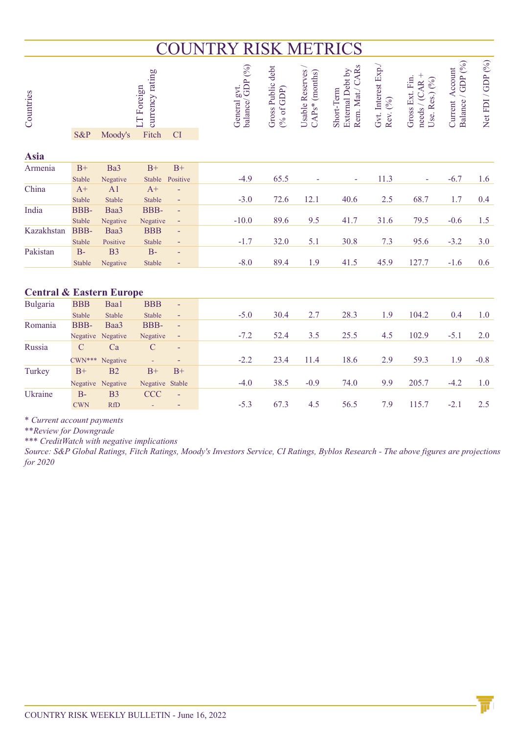# COUNTRY RISK METRICS

| Countries | LT Foreign currency rating | | | | General gvt. balance/ GDP (%) | Gross Public debt (% of GDP) | Usable Reserves / CAPs* (months) | Short-Term External Debt by Rem. Mat./ CARs | Gvt. Interest Exp./ Rev. (%) | Gross Ext. Fin. needs / (CAR + Use. Res.) (%) | Current Account Balance / GDP (%) | Net FDI / GDP (%) |
|---|---|---|---|---|---|---|---|---|---|---|---|---|
| | S&P | Moody's | Fitch | CI | | | | | | | | |
| **Asia** | | | | | | | | | | | | |
| Armenia | B+ Stable | Ba3 Negative | B+ Stable | B+ Positive | -4.9 | 65.5 | - | - | 11.3 | - | -6.7 | 1.6 |
| China | A+ Stable | A1 Stable | A+ Stable | - | -3.0 | 72.6 | 12.1 | 40.6 | 2.5 | 68.7 | 1.7 | 0.4 |
| India | BBB- Stable | Baa3 Negative | BBB- Negative | - | -10.0 | 89.6 | 9.5 | 41.7 | 31.6 | 79.5 | -0.6 | 1.5 |
| Kazakhstan | BBB- Stable | Baa3 Positive | BBB Stable | - | -1.7 | 32.0 | 5.1 | 30.8 | 7.3 | 95.6 | -3.2 | 3.0 |
| Pakistan | B- Stable | B3 Negative | B- Stable | - | -8.0 | 89.4 | 1.9 | 41.5 | 45.9 | 127.7 | -1.6 | 0.6 |
| **Central & Eastern Europe** | | | | | | | | | | | | |
| Bulgaria | BBB Stable | Baa1 Stable | BBB Stable | - | -5.0 | 30.4 | 2.7 | 28.3 | 1.9 | 104.2 | 0.4 | 1.0 |
| Romania | BBB- Negative | Baa3 Negative | BBB- Negative | - | -7.2 | 52.4 | 3.5 | 25.5 | 4.5 | 102.9 | -5.1 | 2.0 |
| Russia | C CWN*** | Ca Negative | C - | - | -2.2 | 23.4 | 11.4 | 18.6 | 2.9 | 59.3 | 1.9 | -0.8 |
| Turkey | B+ Negative | B2 Negative | B+ Negative | B+ Stable | -4.0 | 38.5 | -0.9 | 74.0 | 9.9 | 205.7 | -4.2 | 1.0 |
| Ukraine | B- CWN | B3 RfD | CCC - | - | -5.3 | 67.3 | 4.5 | 56.5 | 7.9 | 115.7 | -2.1 | 2.5 |

*\* Current account payments*

*\*\*Review for Downgrade*

*\*\*\* CreditWatch with negative implications*

*Source: S&P Global Ratings, Fitch Ratings, Moody's Investors Service, CI Ratings, Byblos Research - The above figures are projections for 2020*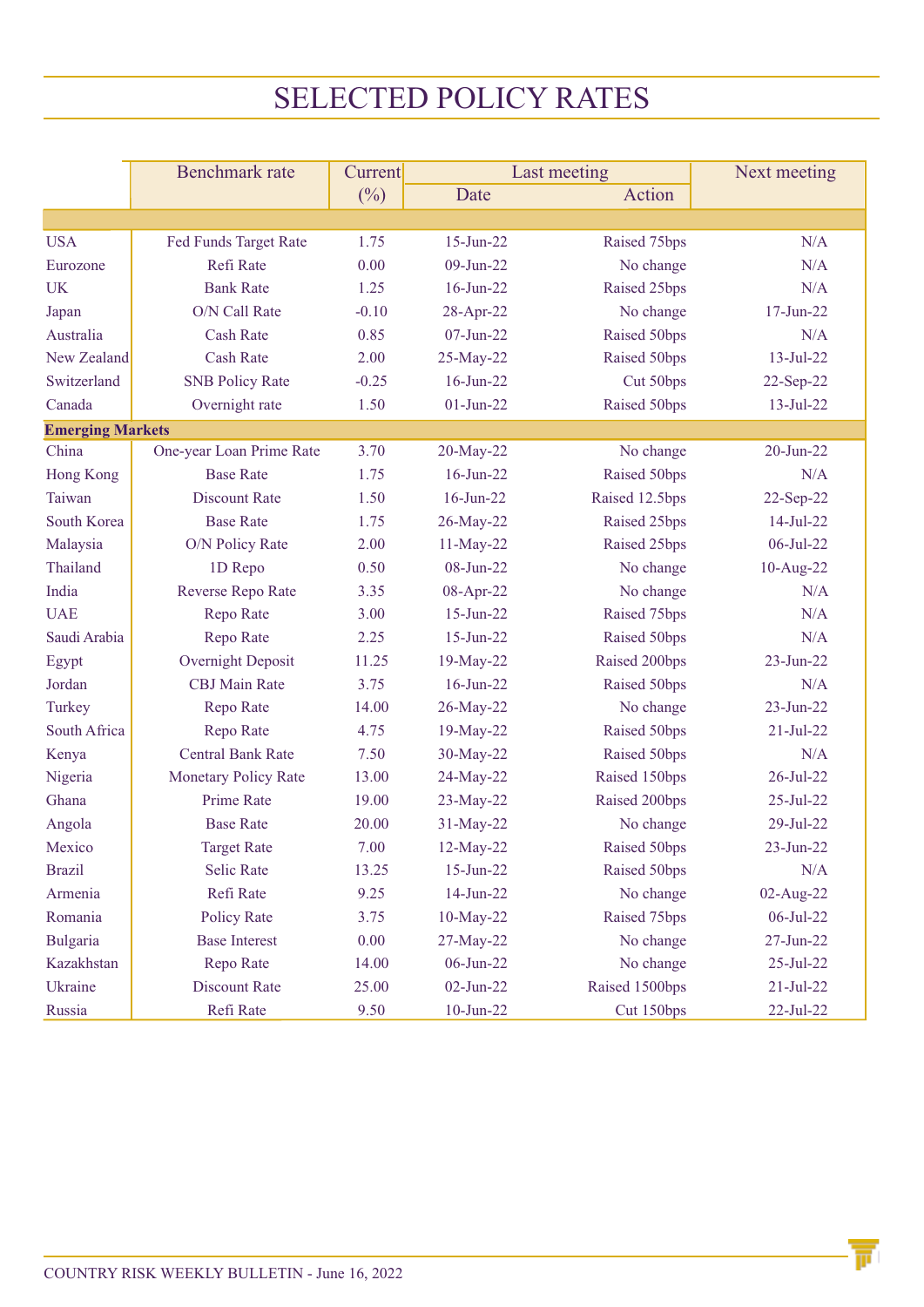# SELECTED POLICY RATES

| | Benchmark rate | Current (%) | Last meeting | | Next meeting |
|---|---|---|---|---|---|
| | | | Date | Action | |
| USA | Fed Funds Target Rate | 1.75 | 15-Jun-22 | Raised 75bps | N/A |
| Eurozone | Refi Rate | 0.00 | 09-Jun-22 | No change | N/A |
| UK | Bank Rate | 1.25 | 16-Jun-22 | Raised 25bps | N/A |
| Japan | O/N Call Rate | -0.10 | 28-Apr-22 | No change | 17-Jun-22 |
| Australia | Cash Rate | 0.85 | 07-Jun-22 | Raised 50bps | N/A |
| New Zealand | Cash Rate | 2.00 | 25-May-22 | Raised 50bps | 13-Jul-22 |
| Switzerland | SNB Policy Rate | -0.25 | 16-Jun-22 | Cut 50bps | 22-Sep-22 |
| Canada | Overnight rate | 1.50 | 01-Jun-22 | Raised 50bps | 13-Jul-22 |
| **Emerging Markets** | | | | | |
| China | One-year Loan Prime Rate | 3.70 | 20-May-22 | No change | 20-Jun-22 |
| Hong Kong | Base Rate | 1.75 | 16-Jun-22 | Raised 50bps | N/A |
| Taiwan | Discount Rate | 1.50 | 16-Jun-22 | Raised 12.5bps | 22-Sep-22 |
| South Korea | Base Rate | 1.75 | 26-May-22 | Raised 25bps | 14-Jul-22 |
| Malaysia | O/N Policy Rate | 2.00 | 11-May-22 | Raised 25bps | 06-Jul-22 |
| Thailand | 1D Repo | 0.50 | 08-Jun-22 | No change | 10-Aug-22 |
| India | Reverse Repo Rate | 3.35 | 08-Apr-22 | No change | N/A |
| UAE | Repo Rate | 3.00 | 15-Jun-22 | Raised 75bps | N/A |
| Saudi Arabia | Repo Rate | 2.25 | 15-Jun-22 | Raised 50bps | N/A |
| Egypt | Overnight Deposit | 11.25 | 19-May-22 | Raised 200bps | 23-Jun-22 |
| Jordan | CBJ Main Rate | 3.75 | 16-Jun-22 | Raised 50bps | N/A |
| Turkey | Repo Rate | 14.00 | 26-May-22 | No change | 23-Jun-22 |
| South Africa | Repo Rate | 4.75 | 19-May-22 | Raised 50bps | 21-Jul-22 |
| Kenya | Central Bank Rate | 7.50 | 30-May-22 | Raised 50bps | N/A |
| Nigeria | Monetary Policy Rate | 13.00 | 24-May-22 | Raised 150bps | 26-Jul-22 |
| Ghana | Prime Rate | 19.00 | 23-May-22 | Raised 200bps | 25-Jul-22 |
| Angola | Base Rate | 20.00 | 31-May-22 | No change | 29-Jul-22 |
| Mexico | Target Rate | 7.00 | 12-May-22 | Raised 50bps | 23-Jun-22 |
| Brazil | Selic Rate | 13.25 | 15-Jun-22 | Raised 50bps | N/A |
| Armenia | Refi Rate | 9.25 | 14-Jun-22 | No change | 02-Aug-22 |
| Romania | Policy Rate | 3.75 | 10-May-22 | Raised 75bps | 06-Jul-22 |
| Bulgaria | Base Interest | 0.00 | 27-May-22 | No change | 27-Jun-22 |
| Kazakhstan | Repo Rate | 14.00 | 06-Jun-22 | No change | 25-Jul-22 |
| Ukraine | Discount Rate | 25.00 | 02-Jun-22 | Raised 1500bps | 21-Jul-22 |
| Russia | Refi Rate | 9.50 | 10-Jun-22 | Cut 150bps | 22-Jul-22 |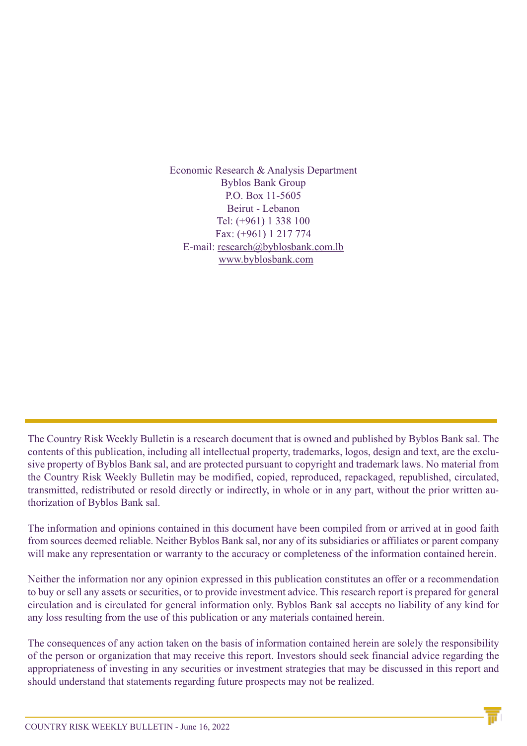Economic Research & Analysis Department
Byblos Bank Group
P.O. Box 11-5605
Beirut - Lebanon
Tel: (+961) 1 338 100
Fax: (+961) 1 217 774
E-mail: research@byblosbank.com.lb
www.byblosbank.com

---

The Country Risk Weekly Bulletin is a research document that is owned and published by Byblos Bank sal. The contents of this publication, including all intellectual property, trademarks, logos, design and text, are the exclusive property of Byblos Bank sal, and are protected pursuant to copyright and trademark laws. No material from the Country Risk Weekly Bulletin may be modified, copied, reproduced, repackaged, republished, circulated, transmitted, redistributed or resold directly or indirectly, in whole or in any part, without the prior written authorization of Byblos Bank sal.

The information and opinions contained in this document have been compiled from or arrived at in good faith from sources deemed reliable. Neither Byblos Bank sal, nor any of its subsidiaries or affiliates or parent company will make any representation or warranty to the accuracy or completeness of the information contained herein.

Neither the information nor any opinion expressed in this publication constitutes an offer or a recommendation to buy or sell any assets or securities, or to provide investment advice. This research report is prepared for general circulation and is circulated for general information only. Byblos Bank sal accepts no liability of any kind for any loss resulting from the use of this publication or any materials contained herein.

The consequences of any action taken on the basis of information contained herein are solely the responsibility of the person or organization that may receive this report. Investors should seek financial advice regarding the appropriateness of investing in any securities or investment strategies that may be discussed in this report and should understand that statements regarding future prospects may not be realized.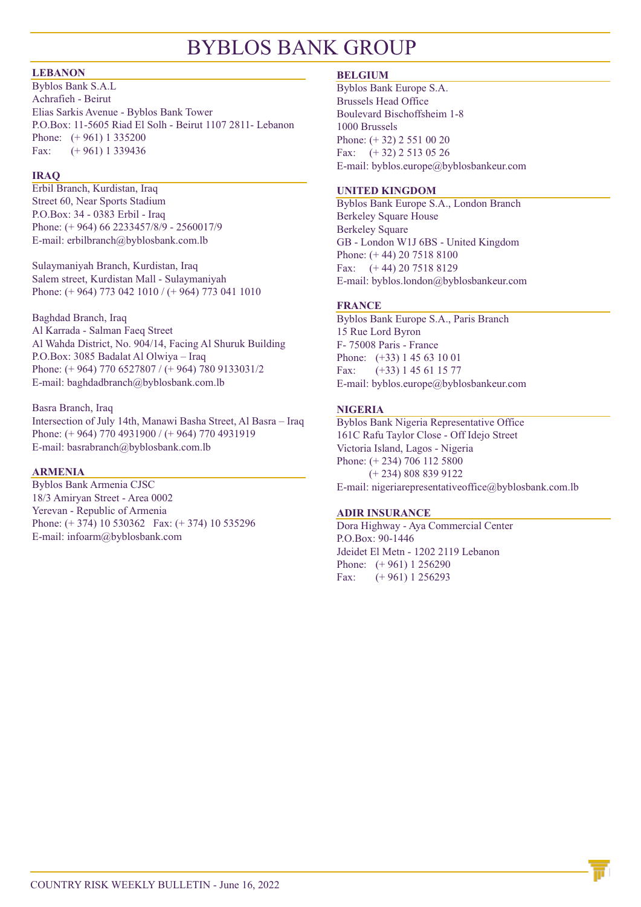# BYBLOS BANK GROUP

**LEBANON**

Byblos Bank S.A.L
Achrafieh - Beirut
Elias Sarkis Avenue - Byblos Bank Tower
P.O.Box: 11-5605 Riad El Solh - Beirut 1107 2811- Lebanon
Phone: (+ 961) 1 335200
Fax: (+ 961) 1 339436

**IRAQ**

Erbil Branch, Kurdistan, Iraq
Street 60, Near Sports Stadium
P.O.Box: 34 - 0383 Erbil - Iraq
Phone: (+ 964) 66 2233457/8/9 - 2560017/9
E-mail: erbilbranch@byblosbank.com.lb

Sulaymaniyah Branch, Kurdistan, Iraq
Salem street, Kurdistan Mall - Sulaymaniyah
Phone: (+ 964) 773 042 1010 / (+ 964) 773 041 1010

Baghdad Branch, Iraq
Al Karrada - Salman Faeq Street
Al Wahda District, No. 904/14, Facing Al Shuruk Building
P.O.Box: 3085 Badalat Al Olwiya – Iraq
Phone: (+ 964) 770 6527807 / (+ 964) 780 9133031/2
E-mail: baghdadbranch@byblosbank.com.lb

Basra Branch, Iraq
Intersection of July 14th, Manawi Basha Street, Al Basra – Iraq
Phone: (+ 964) 770 4931900 / (+ 964) 770 4931919
E-mail: basrabranch@byblosbank.com.lb

**ARMENIA**

Byblos Bank Armenia CJSC
18/3 Amiryan Street - Area 0002
Yerevan - Republic of Armenia
Phone: (+ 374) 10 530362 Fax: (+ 374) 10 535296
E-mail: infoarm@byblosbank.com

**BELGIUM**

Byblos Bank Europe S.A.
Brussels Head Office
Boulevard Bischoffsheim 1-8
1000 Brussels
Phone: (+ 32) 2 551 00 20
Fax: (+ 32) 2 513 05 26
E-mail: byblos.europe@byblosbankeur.com

**UNITED KINGDOM**

Byblos Bank Europe S.A., London Branch
Berkeley Square House
Berkeley Square
GB - London W1J 6BS - United Kingdom
Phone: (+ 44) 20 7518 8100
Fax: (+ 44) 20 7518 8129
E-mail: byblos.london@byblosbankeur.com

**FRANCE**

Byblos Bank Europe S.A., Paris Branch
15 Rue Lord Byron
F- 75008 Paris - France
Phone: (+33) 1 45 63 10 01
Fax: (+33) 1 45 61 15 77
E-mail: byblos.europe@byblosbankeur.com

**NIGERIA**

Byblos Bank Nigeria Representative Office
161C Rafu Taylor Close - Off Idejo Street
Victoria Island, Lagos - Nigeria
Phone: (+ 234) 706 112 5800
(+ 234) 808 839 9122
E-mail: nigeriarepresentativeoffice@byblosbank.com.lb

**ADIR INSURANCE**

Dora Highway - Aya Commercial Center
P.O.Box: 90-1446
Jdeidet El Metn - 1202 2119 Lebanon
Phone: (+ 961) 1 256290
Fax: (+ 961) 1 256293